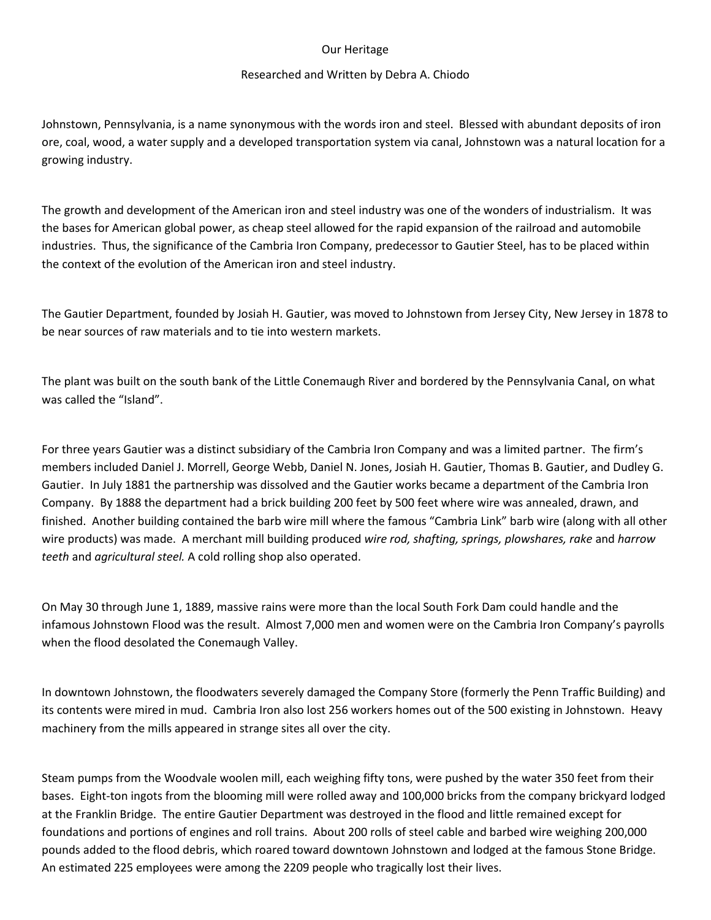# Our Heritage

Researched and Written by Debra A. Chiodo

Johnstown, Pennsylvania, is a name synonymous with the words iron and steel. Blessed with abundant deposits of iron ore, coal, wood, a water supply and a developed transportation system via canal, Johnstown was a natural location for a growing industry.

The growth and development of the American iron and steel industry was one of the wonders of industrialism. It was the bases for American global power, as cheap steel allowed for the rapid expansion of the railroad and automobile industries. Thus, the significance of the Cambria Iron Company, predecessor to Gautier Steel, has to be placed within the context of the evolution of the American iron and steel industry.

The Gautier Department, founded by Josiah H. Gautier, was moved to Johnstown from Jersey City, New Jersey in 1878 to be near sources of raw materials and to tie into western markets.

The plant was built on the south bank of the Little Conemaugh River and bordered by the Pennsylvania Canal, on what was called the "Island".

For three years Gautier was a distinct subsidiary of the Cambria Iron Company and was a limited partner. The firm's members included Daniel J. Morrell, George Webb, Daniel N. Jones, Josiah H. Gautier, Thomas B. Gautier, and Dudley G. Gautier. In July 1881 the partnership was dissolved and the Gautier works became a department of the Cambria Iron Company. By 1888 the department had a brick building 200 feet by 500 feet where wire was annealed, drawn, and finished. Another building contained the barb wire mill where the famous "Cambria Link" barb wire (along with all other wire products) was made. A merchant mill building produced *wire rod, shafting, springs, plowshares, rake* and *harrow teeth* and *agricultural steel.* A cold rolling shop also operated.

On May 30 through June 1, 1889, massive rains were more than the local South Fork Dam could handle and the infamous Johnstown Flood was the result. Almost 7,000 men and women were on the Cambria Iron Company's payrolls when the flood desolated the Conemaugh Valley.

In downtown Johnstown, the floodwaters severely damaged the Company Store (formerly the Penn Traffic Building) and its contents were mired in mud. Cambria Iron also lost 256 workers homes out of the 500 existing in Johnstown. Heavy machinery from the mills appeared in strange sites all over the city.

Steam pumps from the Woodvale woolen mill, each weighing fifty tons, were pushed by the water 350 feet from their bases. Eight-ton ingots from the blooming mill were rolled away and 100,000 bricks from the company brickyard lodged at the Franklin Bridge. The entire Gautier Department was destroyed in the flood and little remained except for foundations and portions of engines and roll trains. About 200 rolls of steel cable and barbed wire weighing 200,000 pounds added to the flood debris, which roared toward downtown Johnstown and lodged at the famous Stone Bridge. An estimated 225 employees were among the 2209 people who tragically lost their lives.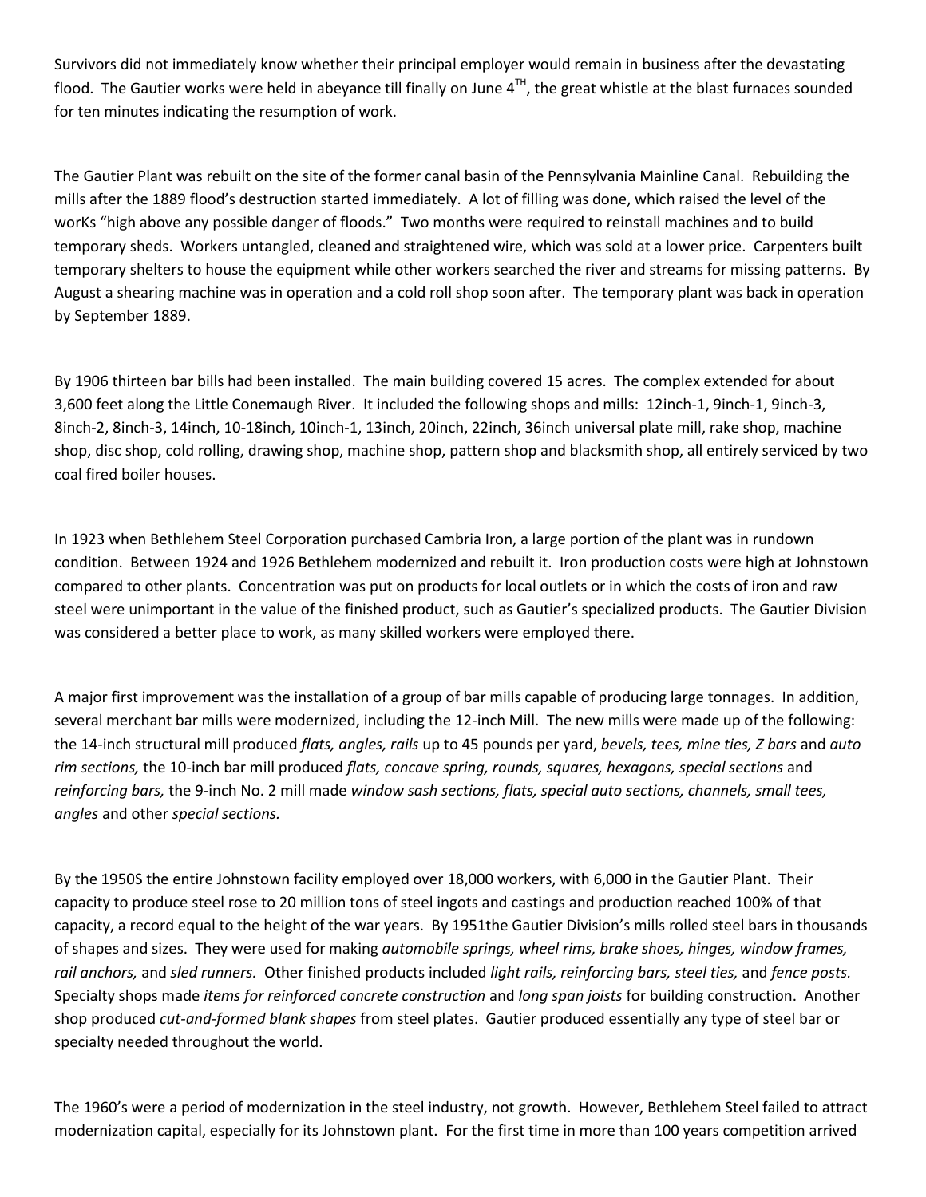Survivors did not immediately know whether their principal employer would remain in business after the devastating flood. The Gautier works were held in abeyance till finally on June 4$^{TH}$, the great whistle at the blast furnaces sounded for ten minutes indicating the resumption of work.

The Gautier Plant was rebuilt on the site of the former canal basin of the Pennsylvania Mainline Canal. Rebuilding the mills after the 1889 flood's destruction started immediately. A lot of filling was done, which raised the level of the worKs "high above any possible danger of floods." Two months were required to reinstall machines and to build temporary sheds. Workers untangled, cleaned and straightened wire, which was sold at a lower price. Carpenters built temporary shelters to house the equipment while other workers searched the river and streams for missing patterns. By August a shearing machine was in operation and a cold roll shop soon after. The temporary plant was back in operation by September 1889.

By 1906 thirteen bar bills had been installed. The main building covered 15 acres. The complex extended for about 3,600 feet along the Little Conemaugh River. It included the following shops and mills: 12inch-1, 9inch-1, 9inch-3, 8inch-2, 8inch-3, 14inch, 10-18inch, 10inch-1, 13inch, 20inch, 22inch, 36inch universal plate mill, rake shop, machine shop, disc shop, cold rolling, drawing shop, machine shop, pattern shop and blacksmith shop, all entirely serviced by two coal fired boiler houses.

In 1923 when Bethlehem Steel Corporation purchased Cambria Iron, a large portion of the plant was in rundown condition. Between 1924 and 1926 Bethlehem modernized and rebuilt it. Iron production costs were high at Johnstown compared to other plants. Concentration was put on products for local outlets or in which the costs of iron and raw steel were unimportant in the value of the finished product, such as Gautier's specialized products. The Gautier Division was considered a better place to work, as many skilled workers were employed there.

A major first improvement was the installation of a group of bar mills capable of producing large tonnages. In addition, several merchant bar mills were modernized, including the 12-inch Mill. The new mills were made up of the following: the 14-inch structural mill produced *flats, angles, rails* up to 45 pounds per yard, *bevels, tees, mine ties, Z bars* and *auto rim sections,* the 10-inch bar mill produced *flats, concave spring, rounds, squares, hexagons, special sections* and *reinforcing bars,* the 9-inch No. 2 mill made *window sash sections, flats, special auto sections, channels, small tees, angles* and other *special sections.*

By the 1950S the entire Johnstown facility employed over 18,000 workers, with 6,000 in the Gautier Plant. Their capacity to produce steel rose to 20 million tons of steel ingots and castings and production reached 100% of that capacity, a record equal to the height of the war years. By 1951the Gautier Division's mills rolled steel bars in thousands of shapes and sizes. They were used for making *automobile springs, wheel rims, brake shoes, hinges, window frames, rail anchors,* and *sled runners.* Other finished products included *light rails, reinforcing bars, steel ties,* and *fence posts.* Specialty shops made *items for reinforced concrete construction* and *long span joists* for building construction. Another shop produced *cut-and-formed blank shapes* from steel plates. Gautier produced essentially any type of steel bar or specialty needed throughout the world.

The 1960's were a period of modernization in the steel industry, not growth. However, Bethlehem Steel failed to attract modernization capital, especially for its Johnstown plant. For the first time in more than 100 years competition arrived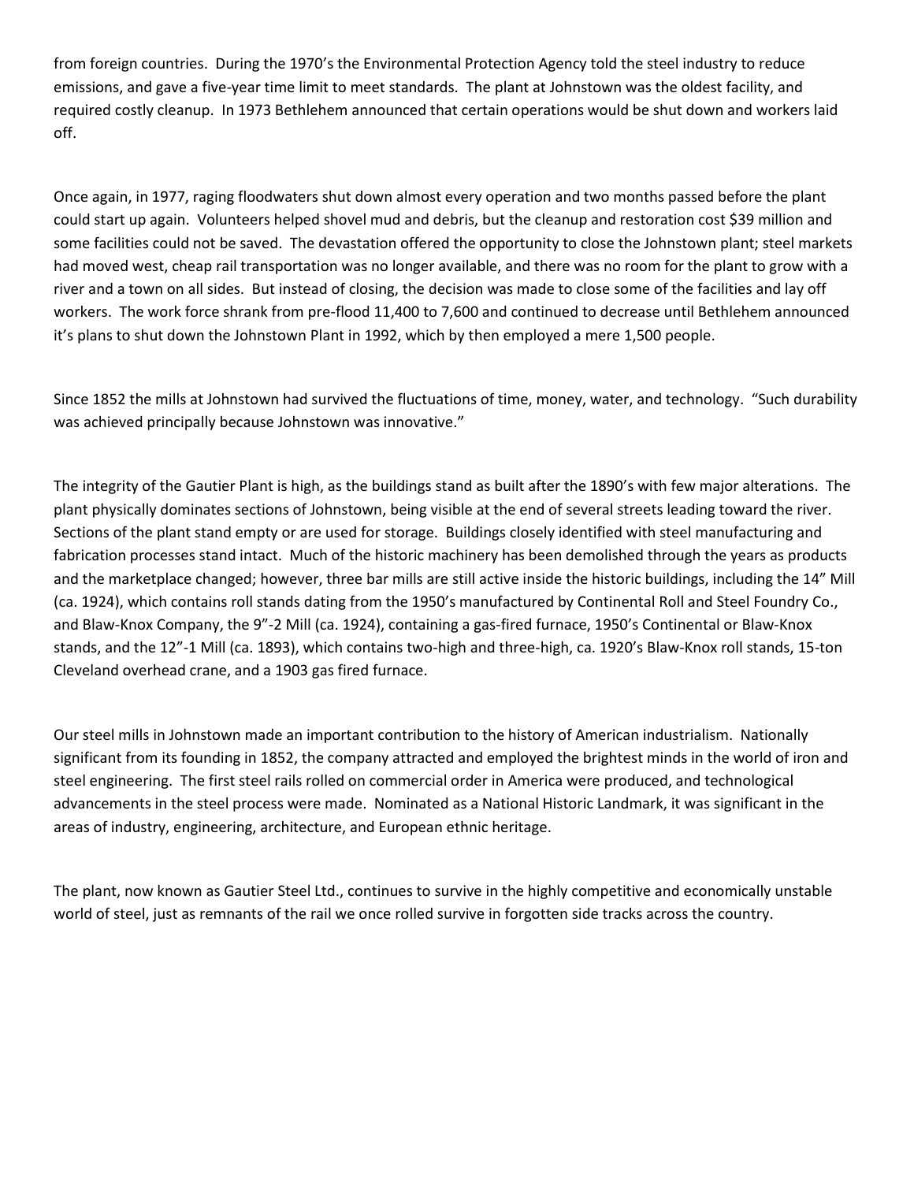from foreign countries. During the 1970's the Environmental Protection Agency told the steel industry to reduce emissions, and gave a five-year time limit to meet standards. The plant at Johnstown was the oldest facility, and required costly cleanup. In 1973 Bethlehem announced that certain operations would be shut down and workers laid off.

Once again, in 1977, raging floodwaters shut down almost every operation and two months passed before the plant could start up again. Volunteers helped shovel mud and debris, but the cleanup and restoration cost $39 million and some facilities could not be saved. The devastation offered the opportunity to close the Johnstown plant; steel markets had moved west, cheap rail transportation was no longer available, and there was no room for the plant to grow with a river and a town on all sides. But instead of closing, the decision was made to close some of the facilities and lay off workers. The work force shrank from pre-flood 11,400 to 7,600 and continued to decrease until Bethlehem announced it's plans to shut down the Johnstown Plant in 1992, which by then employed a mere 1,500 people.

Since 1852 the mills at Johnstown had survived the fluctuations of time, money, water, and technology. "Such durability was achieved principally because Johnstown was innovative."

The integrity of the Gautier Plant is high, as the buildings stand as built after the 1890's with few major alterations. The plant physically dominates sections of Johnstown, being visible at the end of several streets leading toward the river. Sections of the plant stand empty or are used for storage. Buildings closely identified with steel manufacturing and fabrication processes stand intact. Much of the historic machinery has been demolished through the years as products and the marketplace changed; however, three bar mills are still active inside the historic buildings, including the 14" Mill (ca. 1924), which contains roll stands dating from the 1950's manufactured by Continental Roll and Steel Foundry Co., and Blaw-Knox Company, the 9"-2 Mill (ca. 1924), containing a gas-fired furnace, 1950's Continental or Blaw-Knox stands, and the 12"-1 Mill (ca. 1893), which contains two-high and three-high, ca. 1920's Blaw-Knox roll stands, 15-ton Cleveland overhead crane, and a 1903 gas fired furnace.

Our steel mills in Johnstown made an important contribution to the history of American industrialism. Nationally significant from its founding in 1852, the company attracted and employed the brightest minds in the world of iron and steel engineering. The first steel rails rolled on commercial order in America were produced, and technological advancements in the steel process were made. Nominated as a National Historic Landmark, it was significant in the areas of industry, engineering, architecture, and European ethnic heritage.

The plant, now known as Gautier Steel Ltd., continues to survive in the highly competitive and economically unstable world of steel, just as remnants of the rail we once rolled survive in forgotten side tracks across the country.